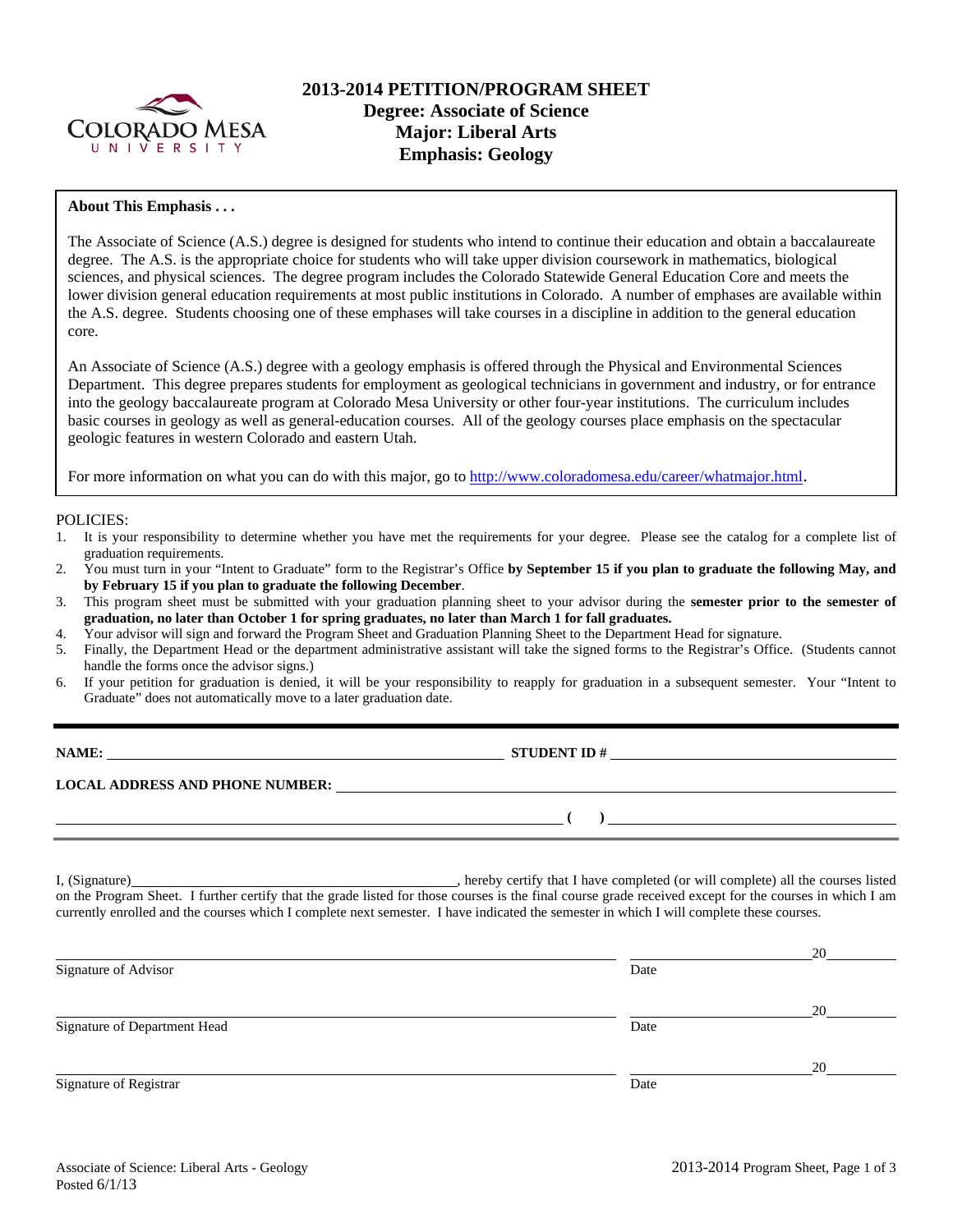# 2013-2014 PETITION/PROGRAM SHEET
## Degree: Associate of Science
## Major: Liberal Arts
## Emphasis: Geology

**About This Emphasis . . .**

The Associate of Science (A.S.) degree is designed for students who intend to continue their education and obtain a baccalaureate degree. The A.S. is the appropriate choice for students who will take upper division coursework in mathematics, biological sciences, and physical sciences. The degree program includes the Colorado Statewide General Education Core and meets the lower division general education requirements at most public institutions in Colorado. A number of emphases are available within the A.S. degree. Students choosing one of these emphases will take courses in a discipline in addition to the general education core.

An Associate of Science (A.S.) degree with a geology emphasis is offered through the Physical and Environmental Sciences Department. This degree prepares students for employment as geological technicians in government and industry, or for entrance into the geology baccalaureate program at Colorado Mesa University or other four-year institutions. The curriculum includes basic courses in geology as well as general-education courses. All of the geology courses place emphasis on the spectacular geologic features in western Colorado and eastern Utah.

For more information on what you can do with this major, go to http://www.coloradomesa.edu/career/whatmajor.html.

POLICIES:

1. It is your responsibility to determine whether you have met the requirements for your degree. Please see the catalog for a complete list of graduation requirements.
2. You must turn in your "Intent to Graduate" form to the Registrar's Office **by September 15 if you plan to graduate the following May, and by February 15 if you plan to graduate the following December**.
3. This program sheet must be submitted with your graduation planning sheet to your advisor during the **semester prior to the semester of graduation, no later than October 1 for spring graduates, no later than March 1 for fall graduates.**
4. Your advisor will sign and forward the Program Sheet and Graduation Planning Sheet to the Department Head for signature.
5. Finally, the Department Head or the department administrative assistant will take the signed forms to the Registrar's Office. (Students cannot handle the forms once the advisor signs.)
6. If your petition for graduation is denied, it will be your responsibility to reapply for graduation in a subsequent semester. Your "Intent to Graduate" does not automatically move to a later graduation date.

**NAME:** ______________________________ **STUDENT ID #** ______________________________

**LOCAL ADDRESS AND PHONE NUMBER:** ______________________________

______________________________ **(   )** ______________________________

I, (Signature)______________________________, hereby certify that I have completed (or will complete) all the courses listed on the Program Sheet. I further certify that the grade listed for those courses is the final course grade received except for the courses in which I am currently enrolled and the courses which I complete next semester. I have indicated the semester in which I will complete these courses.

______________________________ ______________ 20______
Signature of Advisor Date

______________________________ ______________ 20______
Signature of Department Head Date

______________________________ ______________ 20______
Signature of Registrar Date

Associate of Science: Liberal Arts - Geology
Posted 6/1/13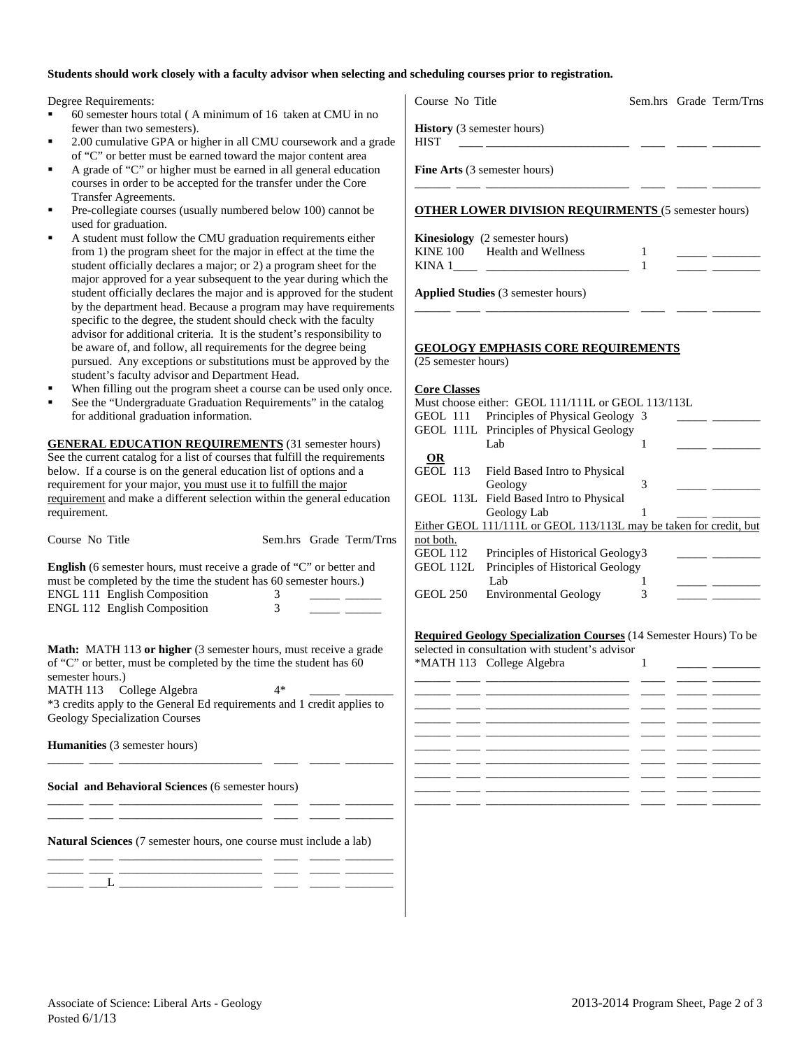**Students should work closely with a faculty advisor when selecting and scheduling courses prior to registration.**

Degree Requirements:

- 60 semester hours total ( A minimum of 16 taken at CMU in no fewer than two semesters).
- 2.00 cumulative GPA or higher in all CMU coursework and a grade of "C" or better must be earned toward the major content area
- A grade of "C" or higher must be earned in all general education courses in order to be accepted for the transfer under the Core Transfer Agreements.
- Pre-collegiate courses (usually numbered below 100) cannot be used for graduation.
- A student must follow the CMU graduation requirements either from 1) the program sheet for the major in effect at the time the student officially declares a major; or 2) a program sheet for the major approved for a year subsequent to the year during which the student officially declares the major and is approved for the student by the department head. Because a program may have requirements specific to the degree, the student should check with the faculty advisor for additional criteria. It is the student's responsibility to be aware of, and follow, all requirements for the degree being pursued. Any exceptions or substitutions must be approved by the student's faculty advisor and Department Head.
- When filling out the program sheet a course can be used only once.
- See the "Undergraduate Graduation Requirements" in the catalog for additional graduation information.

**GENERAL EDUCATION REQUIREMENTS** (31 semester hours)
See the current catalog for a list of courses that fulfill the requirements below. If a course is on the general education list of options and a requirement for your major, you must use it to fulfill the major requirement and make a different selection within the general education requirement.

| Course No | Title | Sem.hrs | Grade | Term/Trns |
|---|---|---|---|---|

**English** (6 semester hours, must receive a grade of "C" or better and must be completed by the time the student has 60 semester hours.)

| Course No | Title | Sem.hrs | Grade | Term/Trns |
|---|---|---|---|---|
| ENGL 111 | English Composition | 3 | | |
| ENGL 112 | English Composition | 3 | | |

**Math:** MATH 113 **or higher** (3 semester hours, must receive a grade of "C" or better, must be completed by the time the student has 60 semester hours.)

| Course No | Title | Sem.hrs | Grade | Term/Trns |
|---|---|---|---|---|
| MATH 113 | College Algebra | 4* | | |

*3 credits apply to the General Ed requirements and 1 credit applies to Geology Specialization Courses

**Humanities** (3 semester hours)

| Course No | Title | Sem.hrs | Grade | Term/Trns |
|---|---|---|---|---|
| | | | | |

**Social and Behavioral Sciences** (6 semester hours)

| Course No | Title | Sem.hrs | Grade | Term/Trns |
|---|---|---|---|---|
| | | | | |
| | | | | |

**Natural Sciences** (7 semester hours, one course must include a lab)

| Course No | Title | Sem.hrs | Grade | Term/Trns |
|---|---|---|---|---|
| | | | | |
| | | | | |
| | L | | | |

**History** (3 semester hours)

| Course No | Title | Sem.hrs | Grade | Term/Trns |
|---|---|---|---|---|
| HIST | | | | |

**Fine Arts** (3 semester hours)

| Course No | Title | Sem.hrs | Grade | Term/Trns |
|---|---|---|---|---|
| | | | | |

**OTHER LOWER DIVISION REQUIRMENTS** (5 semester hours)

**Kinesiology** (2 semester hours)

| Course No | Title | Sem.hrs | Grade | Term/Trns |
|---|---|---|---|---|
| KINE 100 | Health and Wellness | 1 | | |
| KINA 1____ | | 1 | | |

**Applied Studies** (3 semester hours)

| Course No | Title | Sem.hrs | Grade | Term/Trns |
|---|---|---|---|---|
| | | | | |

**GEOLOGY EMPHASIS CORE REQUIREMENTS**
(25 semester hours)

**Core Classes**
Must choose either: GEOL 111/111L or GEOL 113/113L

| Course No | Title | Sem.hrs | Grade | Term/Trns |
|---|---|---|---|---|
| GEOL 111 | Principles of Physical Geology | 3 | | |
| GEOL 111L | Principles of Physical Geology Lab | 1 | | |
| **OR** | | | | |
| GEOL 113 | Field Based Intro to Physical Geology | 3 | | |
| GEOL 113L | Field Based Intro to Physical Geology Lab | 1 | | |

Either GEOL 111/111L or GEOL 113/113L may be taken for credit, but not both.

| Course No | Title | Sem.hrs | Grade | Term/Trns |
|---|---|---|---|---|
| GEOL 112 | Principles of Historical Geology | 3 | | |
| GEOL 112L | Principles of Historical Geology Lab | 1 | | |
| GEOL 250 | Environmental Geology | 3 | | |

**Required Geology Specialization Courses** (14 Semester Hours) To be selected in consultation with student's advisor

| Course No | Title | Sem.hrs | Grade | Term/Trns |
|---|---|---|---|---|
| *MATH 113 | College Algebra | 1 | | |
| | | | | |
| | | | | |
| | | | | |
| | | | | |
| | | | | |
| | | | | |
| | | | | |
| | | | | |
| | | | | |

Associate of Science: Liberal Arts - Geology
Posted 6/1/13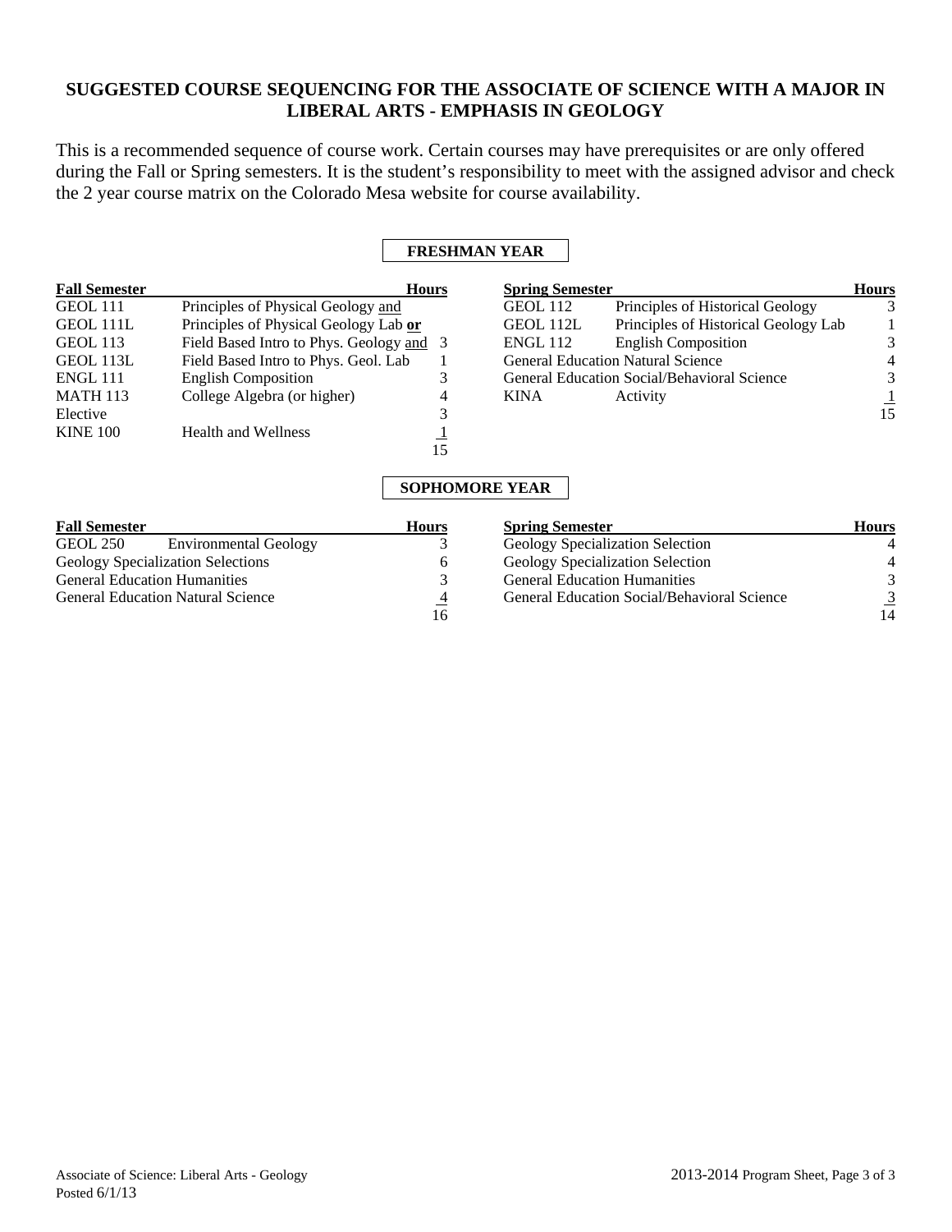## SUGGESTED COURSE SEQUENCING FOR THE ASSOCIATE OF SCIENCE WITH A MAJOR IN LIBERAL ARTS - EMPHASIS IN GEOLOGY

This is a recommended sequence of course work. Certain courses may have prerequisites or are only offered during the Fall or Spring semesters. It is the student's responsibility to meet with the assigned advisor and check the 2 year course matrix on the Colorado Mesa website for course availability.

### FRESHMAN YEAR

**Fall Semester**

| Course | Title | Hours |
|---|---|---|
| GEOL 111 | Principles of Physical Geology and | |
| GEOL 111L | Principles of Physical Geology Lab **or** | |
| GEOL 113 | Field Based Intro to Phys. Geology and | 3 |
| GEOL 113L | Field Based Intro to Phys. Geol. Lab | 1 |
| ENGL 111 | English Composition | 3 |
| MATH 113 | College Algebra (or higher) | 4 |
| Elective | | 3 |
| KINE 100 | Health and Wellness | 1 |
| | | 15 |

**Spring Semester**

| Course | Title | Hours |
|---|---|---|
| GEOL 112 | Principles of Historical Geology | 3 |
| GEOL 112L | Principles of Historical Geology Lab | 1 |
| ENGL 112 | English Composition | 3 |
| General Education Natural Science | | 4 |
| General Education Social/Behavioral Science | | 3 |
| KINA | Activity | 1 |
| | | 15 |

### SOPHOMORE YEAR

**Fall Semester**

| Course | Title | Hours |
|---|---|---|
| GEOL 250 | Environmental Geology | 3 |
| Geology Specialization Selections | | 6 |
| General Education Humanities | | 3 |
| General Education Natural Science | | 4 |
| | | 16 |

**Spring Semester**

| Course | Hours |
|---|---|
| Geology Specialization Selection | 4 |
| Geology Specialization Selection | 4 |
| General Education Humanities | 3 |
| General Education Social/Behavioral Science | 3 |
| | 14 |